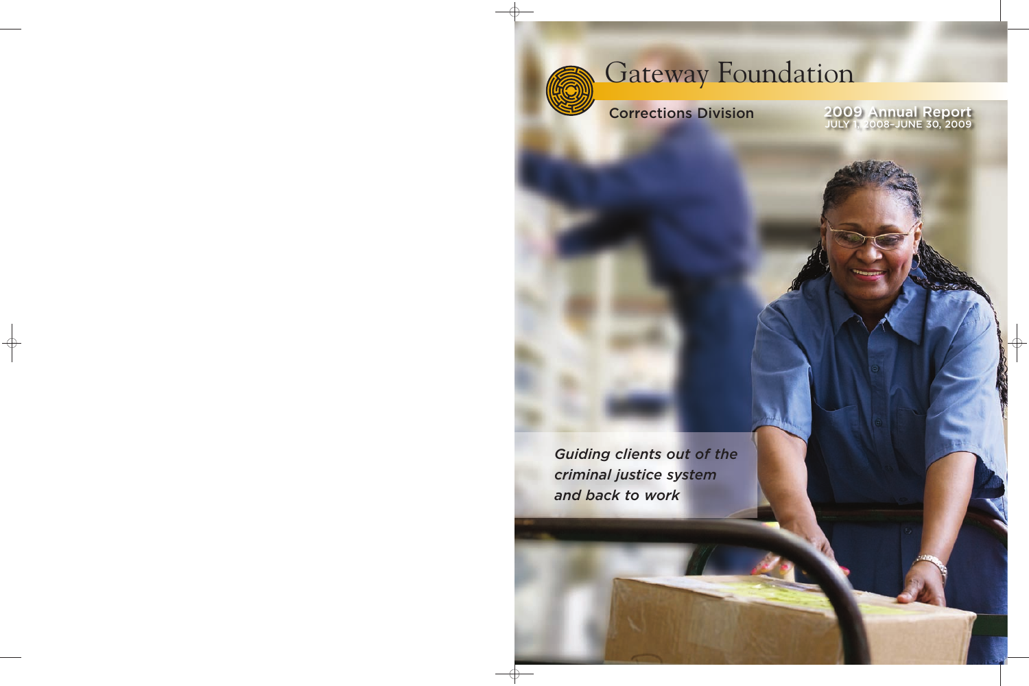# Gateway Foundation

Corrections Division

2009 Annual Report
JULY 1, 2008–JUNE 30, 2009

*Guiding clients out of the criminal justice system and back to work*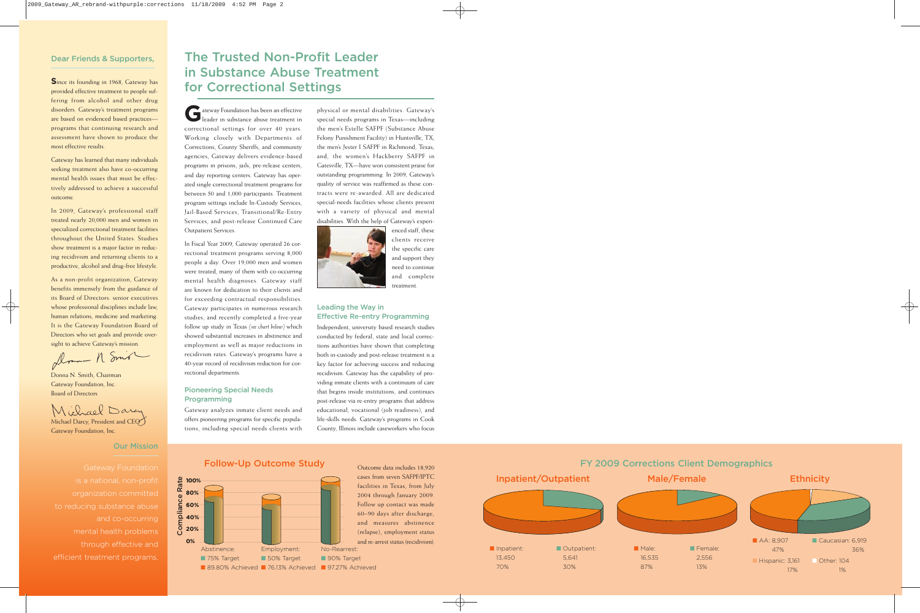## Dear Friends & Supporters,

Since its founding in 1968, Gateway has provided effective treatment to people suffering from alcohol and other drug disorders. Gateway's treatment programs are based on evidenced based practices—programs that continuing research and assessment have shown to produce the most effective results.

Gateway has learned that many individuals seeking treatment also have co-occurring mental health issues that must be effectively addressed to achieve a successful outcome.

In 2009, Gateway's professional staff treated nearly 20,000 men and women in specialized correctional treatment facilities throughout the United States. Studies show treatment is a major factor in reducing recidivism and returning clients to a productive, alcohol and drug-free lifestyle.

As a non-profit organization, Gateway benefits immensely from the guidance of its Board of Directors: senior executives whose professional disciplines include law, human relations, medicine and marketing. It is the Gateway Foundation Board of Directors who set goals and provide oversight to achieve Gateway's mission.

Donna N. Smith, Chairman
Gateway Foundation, Inc.
Board of Directors

Michael Darcy, President and CEO
Gateway Foundation, Inc.

### Our Mission

Gateway Foundation is a national, non-profit organization committed to reducing substance abuse and co-occurring mental health problems through effective and efficient treatment programs.

# The Trusted Non-Profit Leader in Substance Abuse Treatment for Correctional Settings

Gateway Foundation has been an effective leader in substance abuse treatment in correctional settings for over 40 years. Working closely with Departments of Corrections, County Sheriffs, and community agencies, Gateway delivers evidence-based programs in prisons, jails, pre-release centers, and day reporting centers. Gateway has operated single correctional treatment programs for between 50 and 1,000 participants. Treatment program settings include In-Custody Services, Jail-Based Services, Transitional/Re-Entry Services, and post-release Continued Care Outpatient Services.

In Fiscal Year 2009, Gateway operated 26 correctional treatment programs serving 8,000 people a day. Over 19,000 men and women were treated, many of them with co-occurring mental health diagnoses. Gateway staff are known for dedication to their clients and for exceeding contractual responsibilities. Gateway participates in numerous research studies, and recently completed a five-year follow up study in Texas *(see chart below)* which showed substantial increases in abstinence and employment as well as major reductions in recidivism rates. Gateway's programs have a 40-year record of recidivism reduction for correctional departments.

### Pioneering Special Needs Programming

Gateway analyzes inmate client needs and offers pioneering programs for specific populations, including special needs clients with physical or mental disabilities. Gateway's special needs programs in Texas—including the men's Estelle SAFPF (Substance Abuse Felony Punishment Facility) in Huntsville, TX, the men's Jester I SAFPF in Richmond, Texas, and, the women's Hackberry SAFPF in Gatesville, TX—have won consistent praise for outstanding programming. In 2009, Gateway's quality of service was reaffirmed as these contracts were re-awarded. All are dedicated special-needs facilities whose clients present with a variety of physical and mental disabilities. With the help of Gateway's experienced staff, these clients receive the specific care and support they need to continue and complete treatment.

### Leading the Way in Effective Re-entry Programming

Independent, university based research studies conducted by federal, state and local corrections authorities have shown that completing both in-custody and post-release treatment is a key factor for achieving success and reducing recidivism. Gateway has the capability of providing inmate clients with a continuum of care that begins inside institutions, and continues post-release via re-entry programs that address educational, vocational (job readiness), and life-skills needs. Gateway's programs in Cook County, Illinois include caseworkers who focus

### Follow-Up Outcome Study

Outcome data includes 18,920 cases from seven SAFPF/IPTC facilities in Texas, from July 2004 through January 2009. Follow up contact was made 60–90 days after discharge, and measures abstinence (relapse), employment status and re-arrest status (recidivism).

| Compliance Rate | Target | Achieved |
|---|---|---|
| Abstinence | 75% Target | 89.80% Achieved |
| Employment | 50% Target | 76.13% Achieved |
| No-Rearrest | 90% Target | 97.27% Achieved |

### FY 2009 Corrections Client Demographics

**Inpatient/Outpatient**

| Category | Count | Percent |
|---|---|---|
| Inpatient | 13,450 | 70% |
| Outpatient | 5,641 | 30% |

**Male/Female**

| Category | Count | Percent |
|---|---|---|
| Male | 16,535 | 87% |
| Female | 2,556 | 13% |

**Ethnicity**

| Category | Count | Percent |
|---|---|---|
| AA | 8,907 | 47% |
| Caucasian | 6,919 | 36% |
| Hispanic | 3,161 | 17% |
| Other | 104 | 1% |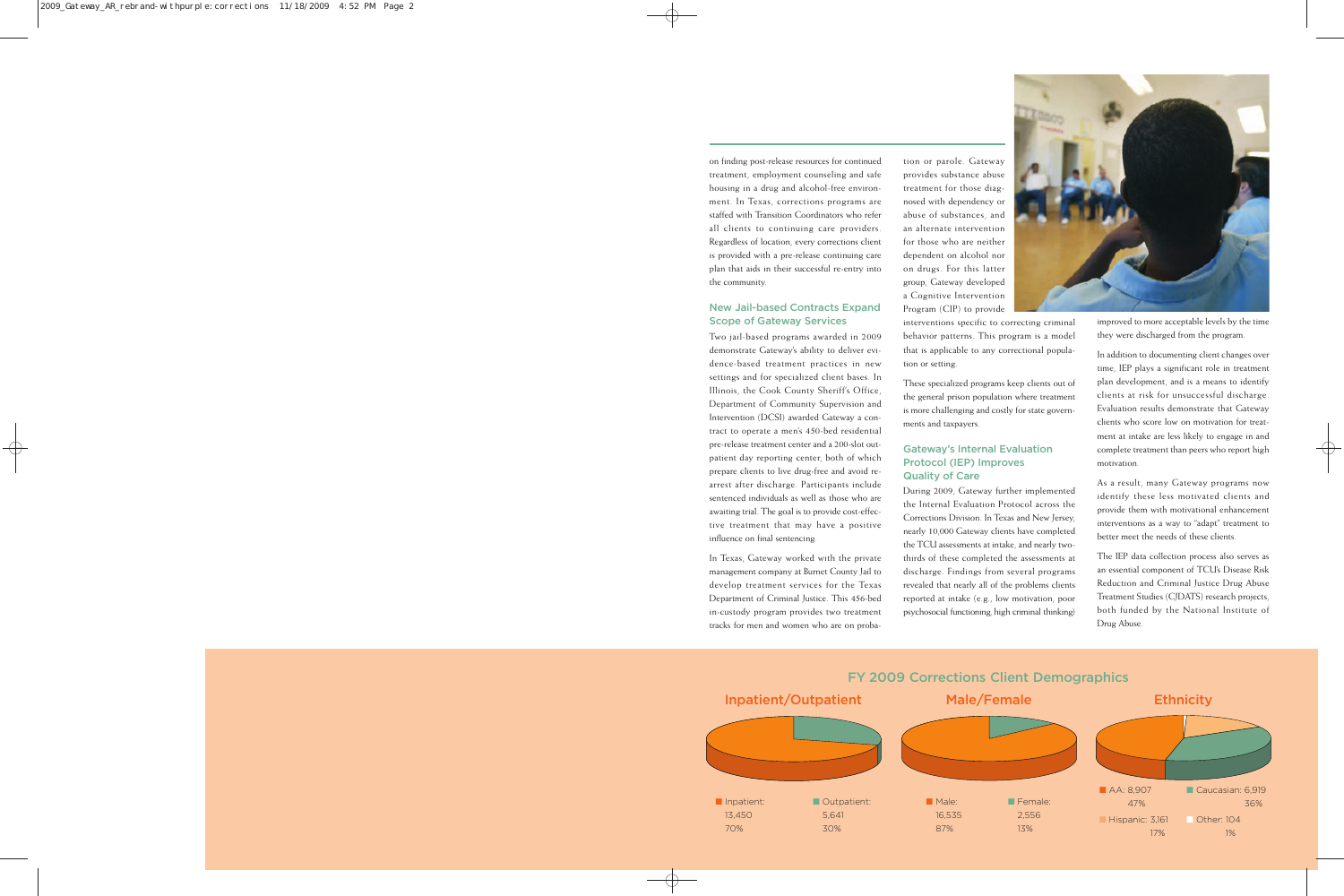on finding post-release resources for continued treatment, employment counseling and safe housing in a drug and alcohol-free environment. In Texas, corrections programs are staffed with Transition Coordinators who refer all clients to continuing care providers. Regardless of location, every corrections client is provided with a pre-release continuing care plan that aids in their successful re-entry into the community.

## New Jail-based Contracts Expand Scope of Gateway Services

Two jail-based programs awarded in 2009 demonstrate Gateway's ability to deliver evidence-based treatment practices in new settings and for specialized client bases. In Illinois, the Cook County Sheriff's Office, Department of Community Supervision and Intervention (DCSI) awarded Gateway a contract to operate a men's 450-bed residential pre-release treatment center and a 200-slot outpatient day reporting center, both of which prepare clients to live drug-free and avoid re-arrest after discharge. Participants include sentenced individuals as well as those who are awaiting trial. The goal is to provide cost-effective treatment that may have a positive influence on final sentencing.

In Texas, Gateway worked with the private management company at Burnet County Jail to develop treatment services for the Texas Department of Criminal Justice. This 456-bed in-custody program provides two treatment tracks for men and women who are on probation or parole. Gateway provides substance abuse treatment for those diagnosed with dependency or abuse of substances, and an alternate intervention for those who are neither dependent on alcohol nor on drugs. For this latter group, Gateway developed a Cognitive Intervention Program (CIP) to provide interventions specific to correcting criminal behavior patterns. This program is a model that is applicable to any correctional population or setting.

These specialized programs keep clients out of the general prison population where treatment is more challenging and costly for state governments and taxpayers.

## Gateway's Internal Evaluation Protocol (IEP) Improves Quality of Care

During 2009, Gateway further implemented the Internal Evaluation Protocol across the Corrections Division. In Texas and New Jersey, nearly 10,000 Gateway clients have completed the TCU assessments at intake, and nearly two-thirds of these completed the assessments at discharge. Findings from several programs revealed that nearly all of the problems clients reported at intake (e.g., low motivation, poor psychosocial functioning, high criminal thinking) improved to more acceptable levels by the time they were discharged from the program.

In addition to documenting client changes over time, IEP plays a significant role in treatment plan development, and is a means to identify clients at risk for unsuccessful discharge. Evaluation results demonstrate that Gateway clients who score low on motivation for treatment at intake are less likely to engage in and complete treatment than peers who report high motivation.

As a result, many Gateway programs now identify these less motivated clients and provide them with motivational enhancement interventions as a way to "adapt" treatment to better meet the needs of these clients.

The IEP data collection process also serves as an essential component of TCU's Disease Risk Reduction and Criminal Justice Drug Abuse Treatment Studies (CJDATS) research projects, both funded by the National Institute of Drug Abuse.

## FY 2009 Corrections Client Demographics

### Inpatient/Outpatient

- Inpatient: 13,450 — 70%
- Outpatient: 5,641 — 30%

### Male/Female

- Male: 16,535 — 87%
- Female: 2,556 — 13%

### Ethnicity

- AA: 8,907 — 47%
- Caucasian: 6,919 — 36%
- Hispanic: 3,161 — 17%
- Other: 104 — 1%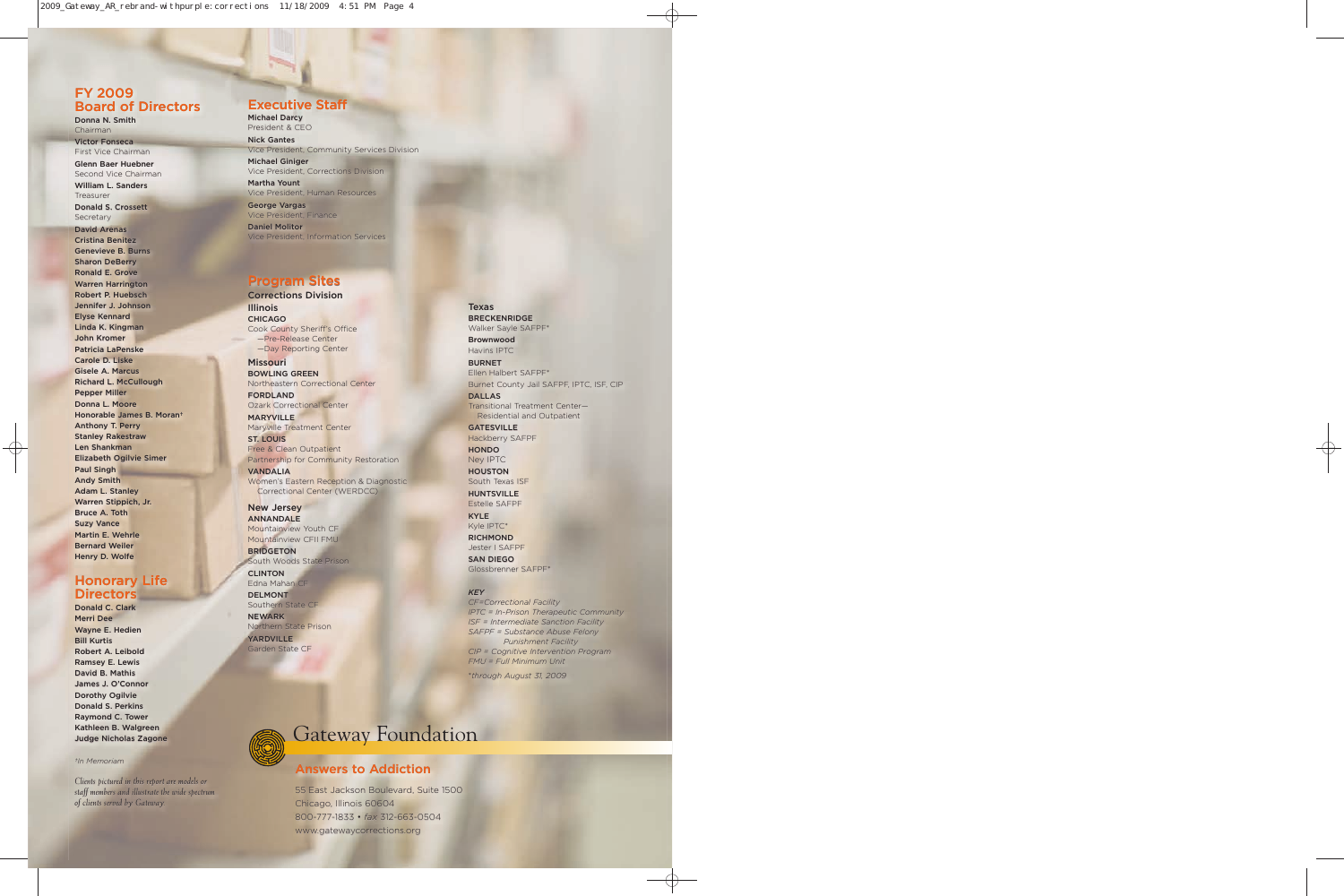## FY 2009 Board of Directors

**Donna N. Smith**
Chairman

**Victor Fonseca**
First Vice Chairman

**Glenn Baer Huebner**
Second Vice Chairman

**William L. Sanders**
Treasurer

**Donald S. Crossett**
Secretary

**David Arenas**
**Cristina Benitez**
**Genevieve B. Burns**
**Sharon DeBerry**
**Ronald E. Grove**
**Warren Harrington**
**Robert P. Huebsch**
**Jennifer J. Johnson**
**Elyse Kennard**
**Linda K. Kingman**
**John Kromer**
**Patricia LaPenske**
**Carole D. Liske**
**Gisele A. Marcus**
**Richard L. McCullough**
**Pepper Miller**
**Donna L. Moore**
**Honorable James B. Moran†**
**Anthony T. Perry**
**Stanley Rakestraw**
**Len Shankman**
**Elizabeth Ogilvie Simer**
**Paul Singh**
**Andy Smith**
**Adam L. Stanley**
**Warren Stippich, Jr.**
**Bruce A. Toth**
**Suzy Vance**
**Martin E. Wehrle**
**Bernard Weiler**
**Henry D. Wolfe**

## Honorary Life Directors

**Donald C. Clark**
**Merri Dee**
**Wayne E. Hedien**
**Bill Kurtis**
**Robert A. Leibold**
**Ramsey E. Lewis**
**David B. Mathis**
**James J. O'Connor**
**Dorothy Ogilvie**
**Donald S. Perkins**
**Raymond C. Tower**
**Kathleen B. Walgreen**
**Judge Nicholas Zagone**

*†In Memoriam*

*Clients pictured in this report are models or staff members and illustrate the wide spectrum of clients served by Gateway*

## Executive Staff

**Michael Darcy**
President & CEO

**Nick Gantes**
Vice President, Community Services Division

**Michael Giniger**
Vice President, Corrections Division

**Martha Yount**
Vice President, Human Resources

**George Vargas**
Vice President, Finance

**Daniel Molitor**
Vice President, Information Services

## Program Sites

### Corrections Division

#### Illinois

**CHICAGO**
Cook County Sheriff's Office
—Pre-Release Center
—Day Reporting Center

#### Missouri

**BOWLING GREEN**
Northeastern Correctional Center

**FORDLAND**
Ozark Correctional Center

**MARYVILLE**
Maryville Treatment Center

**ST. LOUIS**
Free & Clean Outpatient
Partnership for Community Restoration

**VANDALIA**
Women's Eastern Reception & Diagnostic Correctional Center (WERDCC)

#### New Jersey

**ANNANDALE**
Mountainview Youth CF
Mountainview CFII FMU

**BRIDGETON**
South Woods State Prison

**CLINTON**
Edna Mahan CF

**DELMONT**
Southern State CF

**NEWARK**
Northern State Prison

**YARDVILLE**
Garden State CF

#### Texas

**BRECKENRIDGE**
Walker Sayle SAFPF*

**Brownwood**
Havins IPTC

**BURNET**
Ellen Halbert SAFPF*
Burnet County Jail SAFPF, IPTC, ISF, CIP

**DALLAS**
Transitional Treatment Center—Residential and Outpatient

**GATESVILLE**
Hackberry SAFPF

**HONDO**
Ney IPTC

**HOUSTON**
South Texas ISF

**HUNTSVILLE**
Estelle SAFPF

**KYLE**
Kyle IPTC*

**RICHMOND**
Jester I SAFPF

**SAN DIEGO**
Glossbrenner SAFPF*

*KEY*
*CF=Correctional Facility*
*IPTC = In-Prison Therapeutic Community*
*ISF = Intermediate Sanction Facility*
*SAFPF = Substance Abuse Felony Punishment Facility*
*CIP = Cognitive Intervention Program*
*FMU = Full Minimum Unit*

*through August 31, 2009

Gateway Foundation

**Answers to Addiction**

55 East Jackson Boulevard, Suite 1500
Chicago, Illinois 60604
800-777-1833 • *fax* 312-663-0504
www.gatewaycorrections.org